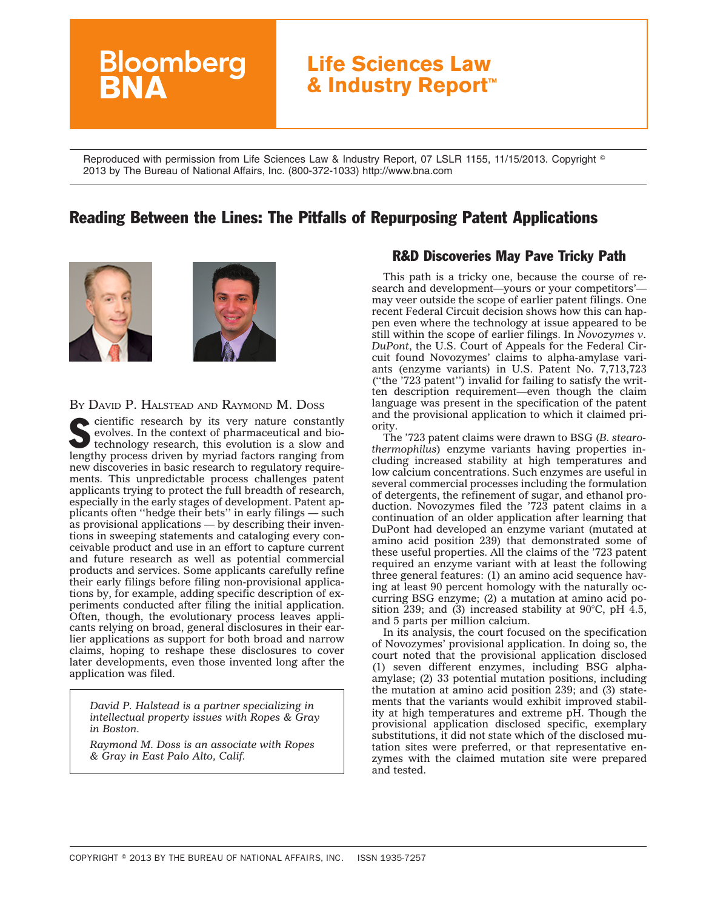Reproduced with permission from Life Sciences Law & Industry Report, 07 LSLR 1155, 11/15/2013. Copyright © 2013 by The Bureau of National Affairs, Inc. (800-372-1033) http://www.bna.com

# Reading Between the Lines: The Pitfalls of Repurposing Patent Applications

BY DAVID P. HALSTEAD AND RAYMOND M. DOSS

Scientific research by its very nature constantly evolves. In the context of pharmaceutical and biotechnology research, this evolution is a slow and lengthy process driven by myriad factors ranging from new discoveries in basic research to regulatory requirements. This unpredictable process challenges patent applicants trying to protect the full breadth of research, especially in the early stages of development. Patent applicants often ''hedge their bets'' in early filings — such as provisional applications — by describing their inventions in sweeping statements and cataloging every conceivable product and use in an effort to capture current and future research as well as potential commercial products and services. Some applicants carefully refine their early filings before filing non-provisional applications by, for example, adding specific description of experiments conducted after filing the initial application. Often, though, the evolutionary process leaves applicants relying on broad, general disclosures in their earlier applications as support for both broad and narrow claims, hoping to reshape these disclosures to cover later developments, even those invented long after the application was filed.

*David P. Halstead is a partner specializing in intellectual property issues with Ropes & Gray in Boston.*

*Raymond M. Doss is an associate with Ropes & Gray in East Palo Alto, Calif.*

## R&D Discoveries May Pave Tricky Path

This path is a tricky one, because the course of research and development—yours or your competitors'—may veer outside the scope of earlier patent filings. One recent Federal Circuit decision shows how this can happen even where the technology at issue appeared to be still within the scope of earlier filings. In *Novozymes v. DuPont*, the U.S. Court of Appeals for the Federal Circuit found Novozymes' claims to alpha-amylase variants (enzyme variants) in U.S. Patent No. 7,713,723 (''the '723 patent'') invalid for failing to satisfy the written description requirement—even though the claim language was present in the specification of the patent and the provisional application to which it claimed priority.

The '723 patent claims were drawn to BSG (*B. stearothermophilus*) enzyme variants having properties including increased stability at high temperatures and low calcium concentrations. Such enzymes are useful in several commercial processes including the formulation of detergents, the refinement of sugar, and ethanol production. Novozymes filed the '723 patent claims in a continuation of an older application after learning that DuPont had developed an enzyme variant (mutated at amino acid position 239) that demonstrated some of these useful properties. All the claims of the '723 patent required an enzyme variant with at least the following three general features: (1) an amino acid sequence having at least 90 percent homology with the naturally occurring BSG enzyme; (2) a mutation at amino acid position 239; and (3) increased stability at 90°C, pH 4.5, and 5 parts per million calcium.

In its analysis, the court focused on the specification of Novozymes' provisional application. In doing so, the court noted that the provisional application disclosed (1) seven different enzymes, including BSG alpha-amylase; (2) 33 potential mutation positions, including the mutation at amino acid position 239; and (3) statements that the variants would exhibit improved stability at high temperatures and extreme pH. Though the provisional application disclosed specific, exemplary substitutions, it did not state which of the disclosed mutation sites were preferred, or that representative enzymes with the claimed mutation site were prepared and tested.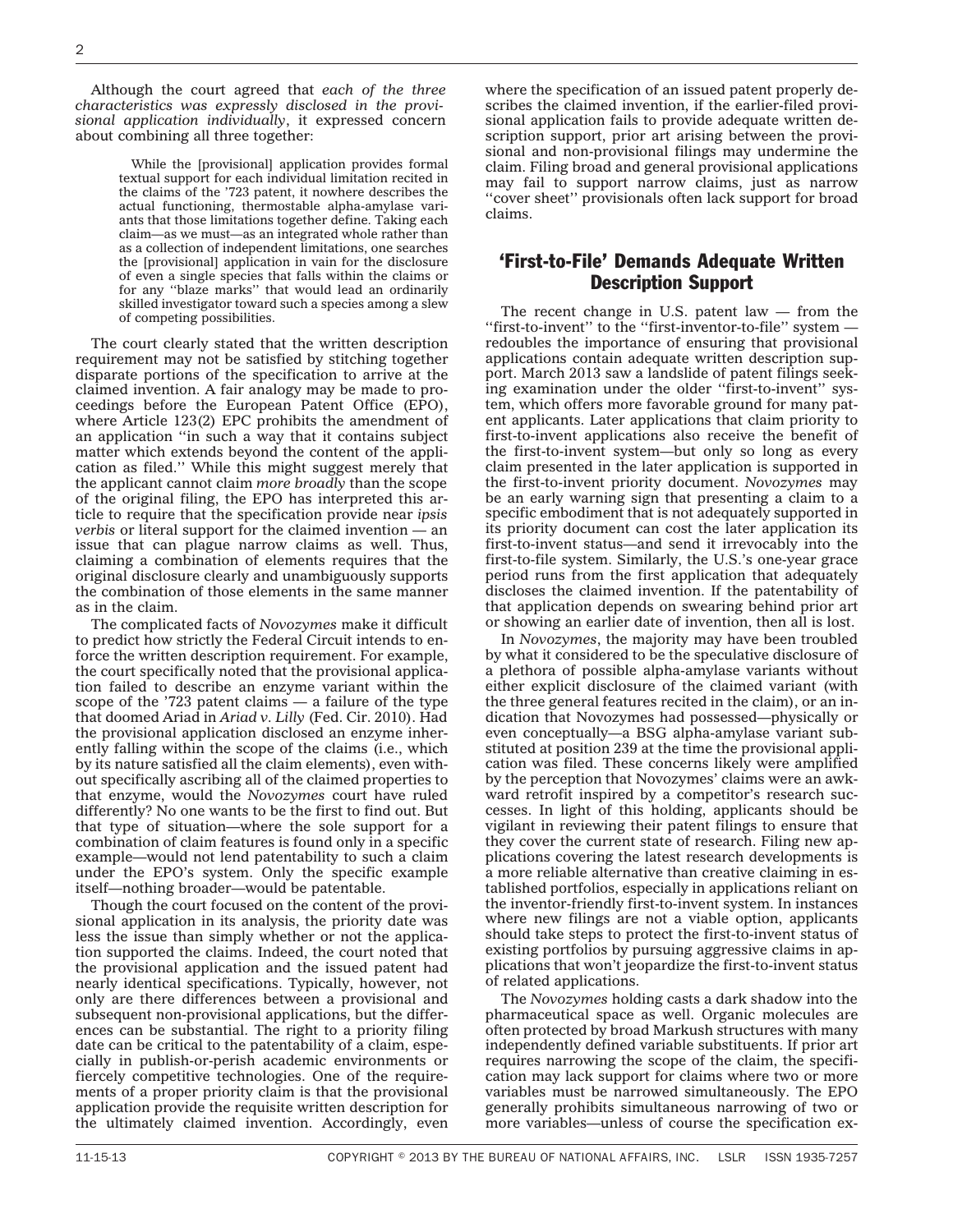Although the court agreed that *each of the three characteristics was expressly disclosed in the provisional application individually*, it expressed concern about combining all three together:

> While the [provisional] application provides formal textual support for each individual limitation recited in the claims of the '723 patent, it nowhere describes the actual functioning, thermostable alpha-amylase variants that those limitations together define. Taking each claim—as we must—as an integrated whole rather than as a collection of independent limitations, one searches the [provisional] application in vain for the disclosure of even a single species that falls within the claims or for any ''blaze marks'' that would lead an ordinarily skilled investigator toward such a species among a slew of competing possibilities.

The court clearly stated that the written description requirement may not be satisfied by stitching together disparate portions of the specification to arrive at the claimed invention. A fair analogy may be made to proceedings before the European Patent Office (EPO), where Article 123(2) EPC prohibits the amendment of an application ''in such a way that it contains subject matter which extends beyond the content of the application as filed.'' While this might suggest merely that the applicant cannot claim *more broadly* than the scope of the original filing, the EPO has interpreted this article to require that the specification provide near *ipsis verbis* or literal support for the claimed invention — an issue that can plague narrow claims as well. Thus, claiming a combination of elements requires that the original disclosure clearly and unambiguously supports the combination of those elements in the same manner as in the claim.

The complicated facts of *Novozymes* make it difficult to predict how strictly the Federal Circuit intends to enforce the written description requirement. For example, the court specifically noted that the provisional application failed to describe an enzyme variant within the scope of the '723 patent claims — a failure of the type that doomed Ariad in *Ariad v. Lilly* (Fed. Cir. 2010). Had the provisional application disclosed an enzyme inherently falling within the scope of the claims (i.e., which by its nature satisfied all the claim elements), even without specifically ascribing all of the claimed properties to that enzyme, would the *Novozymes* court have ruled differently? No one wants to be the first to find out. But that type of situation—where the sole support for a combination of claim features is found only in a specific example—would not lend patentability to such a claim under the EPO's system. Only the specific example itself—nothing broader—would be patentable.

Though the court focused on the content of the provisional application in its analysis, the priority date was less the issue than simply whether or not the application supported the claims. Indeed, the court noted that the provisional application and the issued patent had nearly identical specifications. Typically, however, not only are there differences between a provisional and subsequent non-provisional applications, but the differences can be substantial. The right to a priority filing date can be critical to the patentability of a claim, especially in publish-or-perish academic environments or fiercely competitive technologies. One of the requirements of a proper priority claim is that the provisional application provide the requisite written description for the ultimately claimed invention. Accordingly, even where the specification of an issued patent properly describes the claimed invention, if the earlier-filed provisional application fails to provide adequate written description support, prior art arising between the provisional and non-provisional filings may undermine the claim. Filing broad and general provisional applications may fail to support narrow claims, just as narrow ''cover sheet'' provisionals often lack support for broad claims.

## 'First-to-File' Demands Adequate Written Description Support

The recent change in U.S. patent law — from the ''first-to-invent'' to the ''first-inventor-to-file'' system — redoubles the importance of ensuring that provisional applications contain adequate written description support. March 2013 saw a landslide of patent filings seeking examination under the older ''first-to-invent'' system, which offers more favorable ground for many patent applicants. Later applications that claim priority to first-to-invent applications also receive the benefit of the first-to-invent system—but only so long as every claim presented in the later application is supported in the first-to-invent priority document. *Novozymes* may be an early warning sign that presenting a claim to a specific embodiment that is not adequately supported in its priority document can cost the later application its first-to-invent status—and send it irrevocably into the first-to-file system. Similarly, the U.S.'s one-year grace period runs from the first application that adequately discloses the claimed invention. If the patentability of that application depends on swearing behind prior art or showing an earlier date of invention, then all is lost.

In *Novozymes*, the majority may have been troubled by what it considered to be the speculative disclosure of a plethora of possible alpha-amylase variants without either explicit disclosure of the claimed variant (with the three general features recited in the claim), or an indication that Novozymes had possessed—physically or even conceptually—a BSG alpha-amylase variant substituted at position 239 at the time the provisional application was filed. These concerns likely were amplified by the perception that Novozymes' claims were an awkward retrofit inspired by a competitor's research successes. In light of this holding, applicants should be vigilant in reviewing their patent filings to ensure that they cover the current state of research. Filing new applications covering the latest research developments is a more reliable alternative than creative claiming in established portfolios, especially in applications reliant on the inventor-friendly first-to-invent system. In instances where new filings are not a viable option, applicants should take steps to protect the first-to-invent status of existing portfolios by pursuing aggressive claims in applications that won't jeopardize the first-to-invent status of related applications.

The *Novozymes* holding casts a dark shadow into the pharmaceutical space as well. Organic molecules are often protected by broad Markush structures with many independently defined variable substituents. If prior art requires narrowing the scope of the claim, the specification may lack support for claims where two or more variables must be narrowed simultaneously. The EPO generally prohibits simultaneous narrowing of two or more variables—unless of course the specification ex-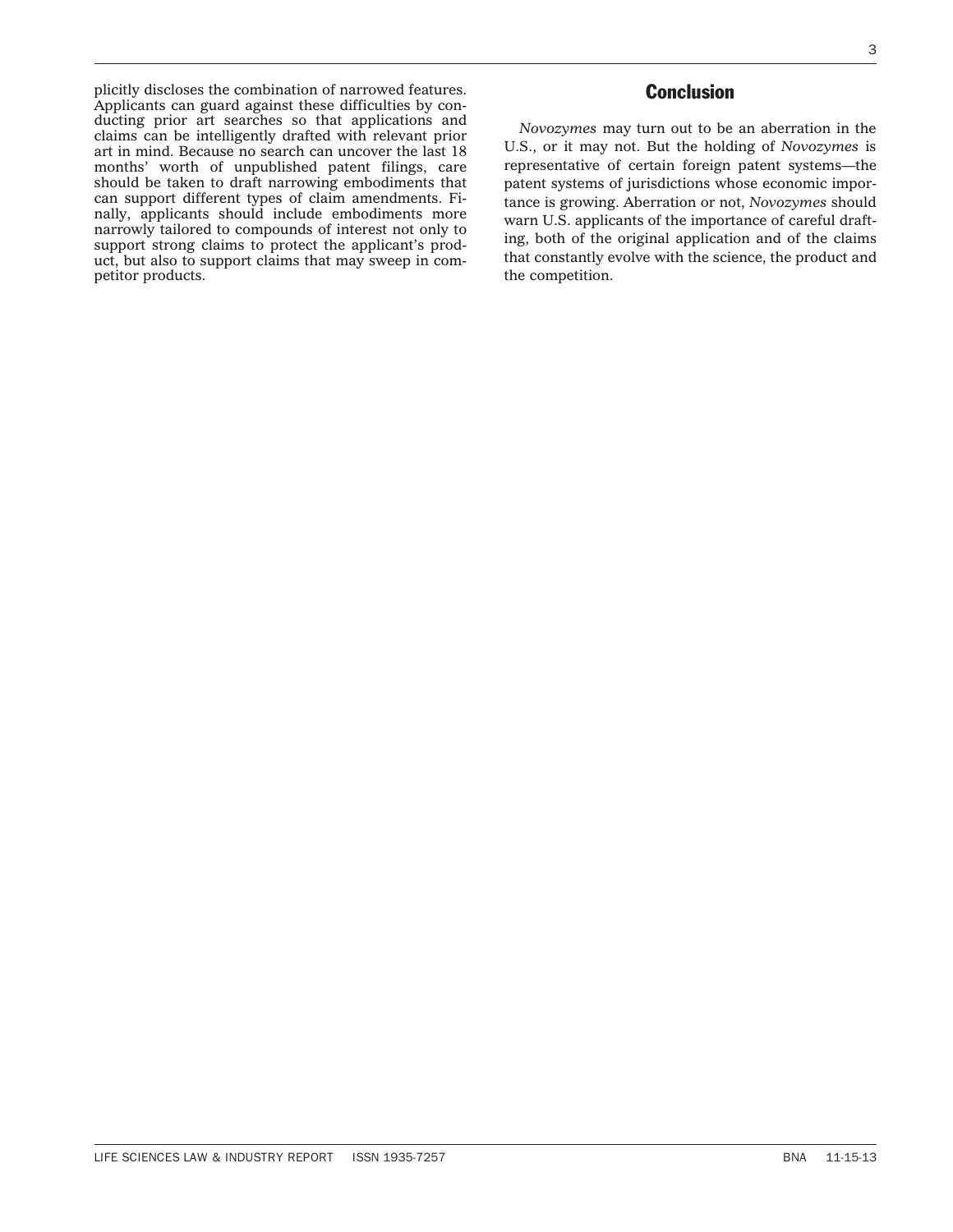plicitly discloses the combination of narrowed features. Applicants can guard against these difficulties by conducting prior art searches so that applications and claims can be intelligently drafted with relevant prior art in mind. Because no search can uncover the last 18 months' worth of unpublished patent filings, care should be taken to draft narrowing embodiments that can support different types of claim amendments. Finally, applicants should include embodiments more narrowly tailored to compounds of interest not only to support strong claims to protect the applicant's product, but also to support claims that may sweep in competitor products.

## Conclusion

*Novozymes* may turn out to be an aberration in the U.S., or it may not. But the holding of *Novozymes* is representative of certain foreign patent systems—the patent systems of jurisdictions whose economic importance is growing. Aberration or not, *Novozymes* should warn U.S. applicants of the importance of careful drafting, both of the original application and of the claims that constantly evolve with the science, the product and the competition.